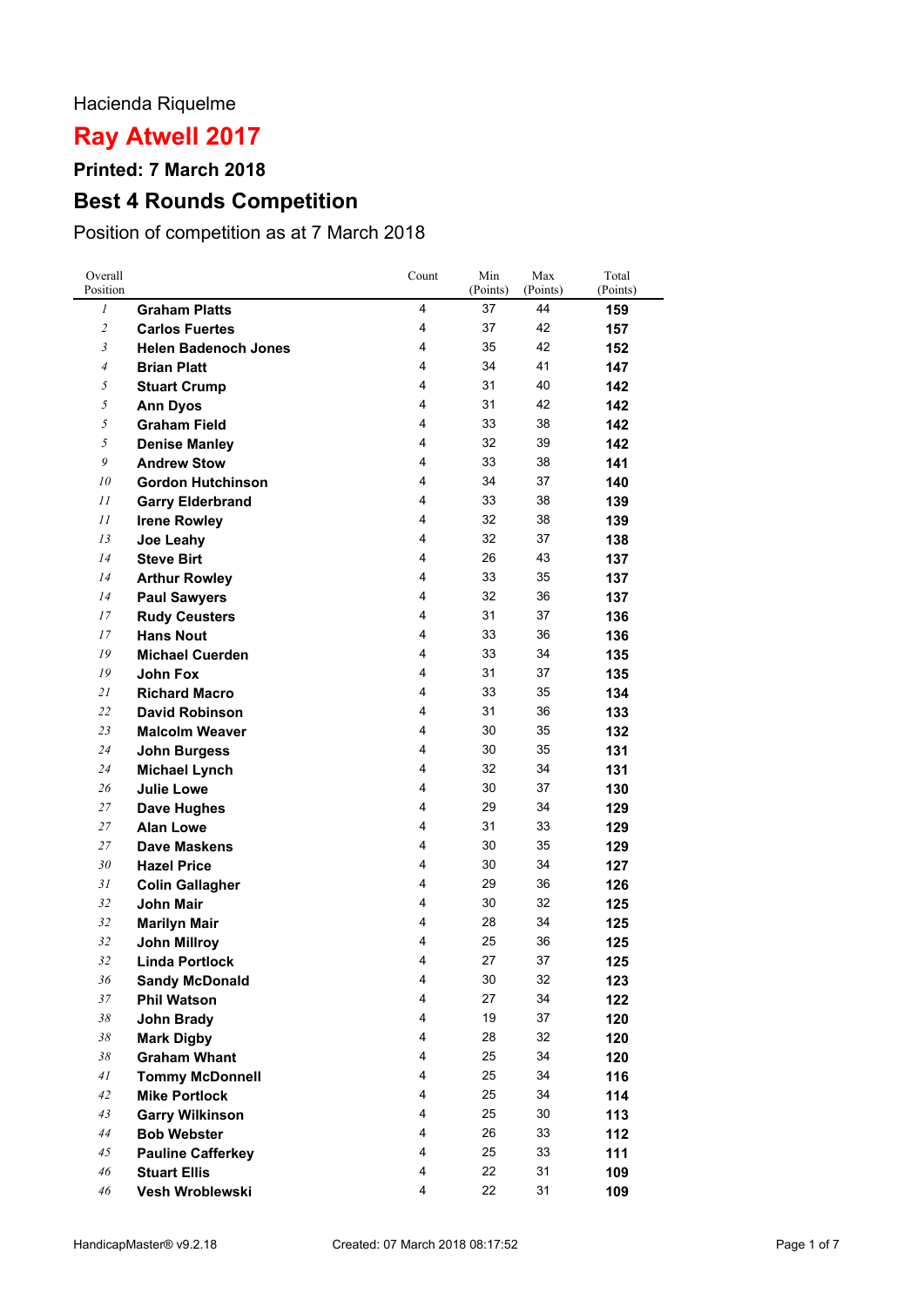Hacienda Riquelme

# Ray Atwell 2017

### Printed: 7 March 2018

## Best 4 Rounds Competition

Position of competition as at 7 March 2018

| Overall Position | | Count | Min (Points) | Max (Points) | Total (Points) |
|---|---|---|---|---|---|
| 1 | **Graham Platts** | 4 | 37 | 44 | **159** |
| 2 | **Carlos Fuertes** | 4 | 37 | 42 | **157** |
| 3 | **Helen Badenoch Jones** | 4 | 35 | 42 | **152** |
| 4 | **Brian Platt** | 4 | 34 | 41 | **147** |
| 5 | **Stuart Crump** | 4 | 31 | 40 | **142** |
| 5 | **Ann Dyos** | 4 | 31 | 42 | **142** |
| 5 | **Graham Field** | 4 | 33 | 38 | **142** |
| 5 | **Denise Manley** | 4 | 32 | 39 | **142** |
| 9 | **Andrew Stow** | 4 | 33 | 38 | **141** |
| 10 | **Gordon Hutchinson** | 4 | 34 | 37 | **140** |
| 11 | **Garry Elderbrand** | 4 | 33 | 38 | **139** |
| 11 | **Irene Rowley** | 4 | 32 | 38 | **139** |
| 13 | **Joe Leahy** | 4 | 32 | 37 | **138** |
| 14 | **Steve Birt** | 4 | 26 | 43 | **137** |
| 14 | **Arthur Rowley** | 4 | 33 | 35 | **137** |
| 14 | **Paul Sawyers** | 4 | 32 | 36 | **137** |
| 17 | **Rudy Ceusters** | 4 | 31 | 37 | **136** |
| 17 | **Hans Nout** | 4 | 33 | 36 | **136** |
| 19 | **Michael Cuerden** | 4 | 33 | 34 | **135** |
| 19 | **John Fox** | 4 | 31 | 37 | **135** |
| 21 | **Richard Macro** | 4 | 33 | 35 | **134** |
| 22 | **David Robinson** | 4 | 31 | 36 | **133** |
| 23 | **Malcolm Weaver** | 4 | 30 | 35 | **132** |
| 24 | **John Burgess** | 4 | 30 | 35 | **131** |
| 24 | **Michael Lynch** | 4 | 32 | 34 | **131** |
| 26 | **Julie Lowe** | 4 | 30 | 37 | **130** |
| 27 | **Dave Hughes** | 4 | 29 | 34 | **129** |
| 27 | **Alan Lowe** | 4 | 31 | 33 | **129** |
| 27 | **Dave Maskens** | 4 | 30 | 35 | **129** |
| 30 | **Hazel Price** | 4 | 30 | 34 | **127** |
| 31 | **Colin Gallagher** | 4 | 29 | 36 | **126** |
| 32 | **John Mair** | 4 | 30 | 32 | **125** |
| 32 | **Marilyn Mair** | 4 | 28 | 34 | **125** |
| 32 | **John Millroy** | 4 | 25 | 36 | **125** |
| 32 | **Linda Portlock** | 4 | 27 | 37 | **125** |
| 36 | **Sandy McDonald** | 4 | 30 | 32 | **123** |
| 37 | **Phil Watson** | 4 | 27 | 34 | **122** |
| 38 | **John Brady** | 4 | 19 | 37 | **120** |
| 38 | **Mark Digby** | 4 | 28 | 32 | **120** |
| 38 | **Graham Whant** | 4 | 25 | 34 | **120** |
| 41 | **Tommy McDonnell** | 4 | 25 | 34 | **116** |
| 42 | **Mike Portlock** | 4 | 25 | 34 | **114** |
| 43 | **Garry Wilkinson** | 4 | 25 | 30 | **113** |
| 44 | **Bob Webster** | 4 | 26 | 33 | **112** |
| 45 | **Pauline Cafferkey** | 4 | 25 | 33 | **111** |
| 46 | **Stuart Ellis** | 4 | 22 | 31 | **109** |
| 46 | **Vesh Wroblewski** | 4 | 22 | 31 | **109** |

HandicapMaster® v9.2.18 Created: 07 March 2018 08:17:52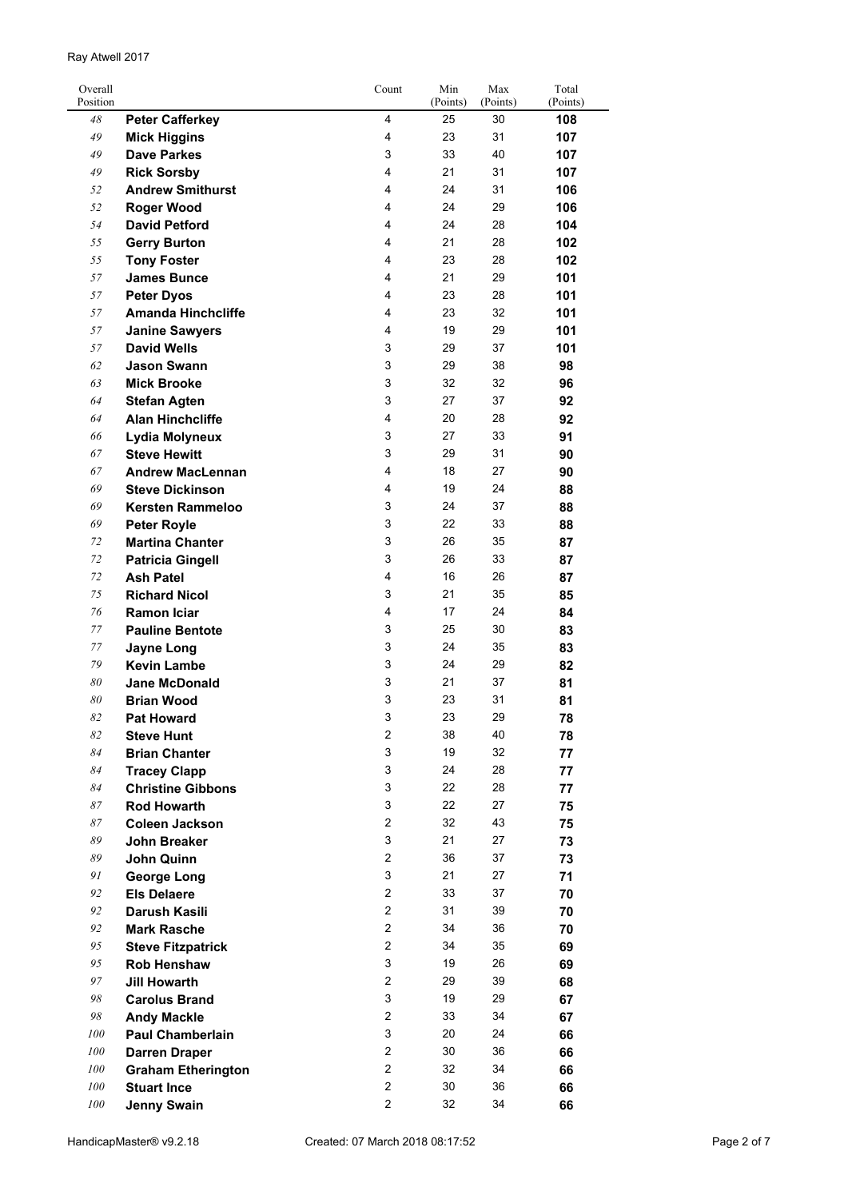Ray Atwell 2017

| Overall Position | | Count | Min (Points) | Max (Points) | Total (Points) |
|---|---|---|---|---|---|
| 48 | **Peter Cafferkey** | 4 | 25 | 30 | **108** |
| 49 | **Mick Higgins** | 4 | 23 | 31 | **107** |
| 49 | **Dave Parkes** | 3 | 33 | 40 | **107** |
| 49 | **Rick Sorsby** | 4 | 21 | 31 | **107** |
| 52 | **Andrew Smithurst** | 4 | 24 | 31 | **106** |
| 52 | **Roger Wood** | 4 | 24 | 29 | **106** |
| 54 | **David Petford** | 4 | 24 | 28 | **104** |
| 55 | **Gerry Burton** | 4 | 21 | 28 | **102** |
| 55 | **Tony Foster** | 4 | 23 | 28 | **102** |
| 57 | **James Bunce** | 4 | 21 | 29 | **101** |
| 57 | **Peter Dyos** | 4 | 23 | 28 | **101** |
| 57 | **Amanda Hinchcliffe** | 4 | 23 | 32 | **101** |
| 57 | **Janine Sawyers** | 4 | 19 | 29 | **101** |
| 57 | **David Wells** | 3 | 29 | 37 | **101** |
| 62 | **Jason Swann** | 3 | 29 | 38 | **98** |
| 63 | **Mick Brooke** | 3 | 32 | 32 | **96** |
| 64 | **Stefan Agten** | 3 | 27 | 37 | **92** |
| 64 | **Alan Hinchcliffe** | 4 | 20 | 28 | **92** |
| 66 | **Lydia Molyneux** | 3 | 27 | 33 | **91** |
| 67 | **Steve Hewitt** | 3 | 29 | 31 | **90** |
| 67 | **Andrew MacLennan** | 4 | 18 | 27 | **90** |
| 69 | **Steve Dickinson** | 4 | 19 | 24 | **88** |
| 69 | **Kersten Rammeloo** | 3 | 24 | 37 | **88** |
| 69 | **Peter Royle** | 3 | 22 | 33 | **88** |
| 72 | **Martina Chanter** | 3 | 26 | 35 | **87** |
| 72 | **Patricia Gingell** | 3 | 26 | 33 | **87** |
| 72 | **Ash Patel** | 4 | 16 | 26 | **87** |
| 75 | **Richard Nicol** | 3 | 21 | 35 | **85** |
| 76 | **Ramon Iciar** | 4 | 17 | 24 | **84** |
| 77 | **Pauline Bentote** | 3 | 25 | 30 | **83** |
| 77 | **Jayne Long** | 3 | 24 | 35 | **83** |
| 79 | **Kevin Lambe** | 3 | 24 | 29 | **82** |
| 80 | **Jane McDonald** | 3 | 21 | 37 | **81** |
| 80 | **Brian Wood** | 3 | 23 | 31 | **81** |
| 82 | **Pat Howard** | 3 | 23 | 29 | **78** |
| 82 | **Steve Hunt** | 2 | 38 | 40 | **78** |
| 84 | **Brian Chanter** | 3 | 19 | 32 | **77** |
| 84 | **Tracey Clapp** | 3 | 24 | 28 | **77** |
| 84 | **Christine Gibbons** | 3 | 22 | 28 | **77** |
| 87 | **Rod Howarth** | 3 | 22 | 27 | **75** |
| 87 | **Coleen Jackson** | 2 | 32 | 43 | **75** |
| 89 | **John Breaker** | 3 | 21 | 27 | **73** |
| 89 | **John Quinn** | 2 | 36 | 37 | **73** |
| 91 | **George Long** | 3 | 21 | 27 | **71** |
| 92 | **Els Delaere** | 2 | 33 | 37 | **70** |
| 92 | **Darush Kasili** | 2 | 31 | 39 | **70** |
| 92 | **Mark Rasche** | 2 | 34 | 36 | **70** |
| 95 | **Steve Fitzpatrick** | 2 | 34 | 35 | **69** |
| 95 | **Rob Henshaw** | 3 | 19 | 26 | **69** |
| 97 | **Jill Howarth** | 2 | 29 | 39 | **68** |
| 98 | **Carolus Brand** | 3 | 19 | 29 | **67** |
| 98 | **Andy Mackle** | 2 | 33 | 34 | **67** |
| 100 | **Paul Chamberlain** | 3 | 20 | 24 | **66** |
| 100 | **Darren Draper** | 2 | 30 | 36 | **66** |
| 100 | **Graham Etherington** | 2 | 32 | 34 | **66** |
| 100 | **Stuart Ince** | 2 | 30 | 36 | **66** |
| 100 | **Jenny Swain** | 2 | 32 | 34 | **66** |

HandicapMaster® v9.2.18 Created: 07 March 2018 08:17:52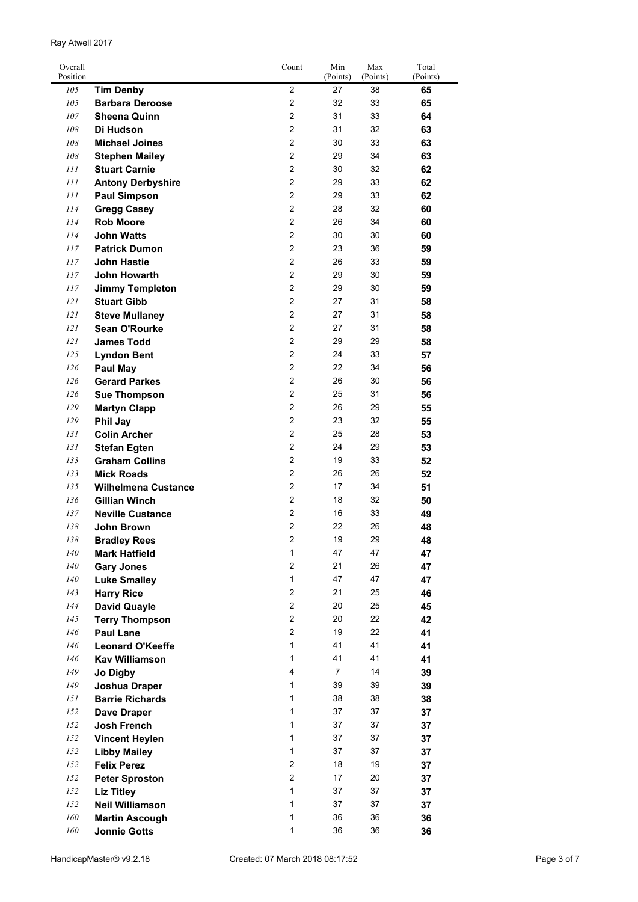Ray Atwell 2017

| Overall Position | | Count | Min (Points) | Max (Points) | Total (Points) |
|---|---|---|---|---|---|
| 105 | **Tim Denby** | 2 | 27 | 38 | **65** |
| 105 | **Barbara Deroose** | 2 | 32 | 33 | **65** |
| 107 | **Sheena Quinn** | 2 | 31 | 33 | **64** |
| 108 | **Di Hudson** | 2 | 31 | 32 | **63** |
| 108 | **Michael Joines** | 2 | 30 | 33 | **63** |
| 108 | **Stephen Mailey** | 2 | 29 | 34 | **63** |
| 111 | **Stuart Carnie** | 2 | 30 | 32 | **62** |
| 111 | **Antony Derbyshire** | 2 | 29 | 33 | **62** |
| 111 | **Paul Simpson** | 2 | 29 | 33 | **62** |
| 114 | **Gregg Casey** | 2 | 28 | 32 | **60** |
| 114 | **Rob Moore** | 2 | 26 | 34 | **60** |
| 114 | **John Watts** | 2 | 30 | 30 | **60** |
| 117 | **Patrick Dumon** | 2 | 23 | 36 | **59** |
| 117 | **John Hastie** | 2 | 26 | 33 | **59** |
| 117 | **John Howarth** | 2 | 29 | 30 | **59** |
| 117 | **Jimmy Templeton** | 2 | 29 | 30 | **59** |
| 121 | **Stuart Gibb** | 2 | 27 | 31 | **58** |
| 121 | **Steve Mullaney** | 2 | 27 | 31 | **58** |
| 121 | **Sean O'Rourke** | 2 | 27 | 31 | **58** |
| 121 | **James Todd** | 2 | 29 | 29 | **58** |
| 125 | **Lyndon Bent** | 2 | 24 | 33 | **57** |
| 126 | **Paul May** | 2 | 22 | 34 | **56** |
| 126 | **Gerard Parkes** | 2 | 26 | 30 | **56** |
| 126 | **Sue Thompson** | 2 | 25 | 31 | **56** |
| 129 | **Martyn Clapp** | 2 | 26 | 29 | **55** |
| 129 | **Phil Jay** | 2 | 23 | 32 | **55** |
| 131 | **Colin Archer** | 2 | 25 | 28 | **53** |
| 131 | **Stefan Egten** | 2 | 24 | 29 | **53** |
| 133 | **Graham Collins** | 2 | 19 | 33 | **52** |
| 133 | **Mick Roads** | 2 | 26 | 26 | **52** |
| 135 | **Wilhelmena Custance** | 2 | 17 | 34 | **51** |
| 136 | **Gillian Winch** | 2 | 18 | 32 | **50** |
| 137 | **Neville Custance** | 2 | 16 | 33 | **49** |
| 138 | **John Brown** | 2 | 22 | 26 | **48** |
| 138 | **Bradley Rees** | 2 | 19 | 29 | **48** |
| 140 | **Mark Hatfield** | 1 | 47 | 47 | **47** |
| 140 | **Gary Jones** | 2 | 21 | 26 | **47** |
| 140 | **Luke Smalley** | 1 | 47 | 47 | **47** |
| 143 | **Harry Rice** | 2 | 21 | 25 | **46** |
| 144 | **David Quayle** | 2 | 20 | 25 | **45** |
| 145 | **Terry Thompson** | 2 | 20 | 22 | **42** |
| 146 | **Paul Lane** | 2 | 19 | 22 | **41** |
| 146 | **Leonard O'Keeffe** | 1 | 41 | 41 | **41** |
| 146 | **Kav Williamson** | 1 | 41 | 41 | **41** |
| 149 | **Jo Digby** | 4 | 7 | 14 | **39** |
| 149 | **Joshua Draper** | 1 | 39 | 39 | **39** |
| 151 | **Barrie Richards** | 1 | 38 | 38 | **38** |
| 152 | **Dave Draper** | 1 | 37 | 37 | **37** |
| 152 | **Josh French** | 1 | 37 | 37 | **37** |
| 152 | **Vincent Heylen** | 1 | 37 | 37 | **37** |
| 152 | **Libby Mailey** | 1 | 37 | 37 | **37** |
| 152 | **Felix Perez** | 2 | 18 | 19 | **37** |
| 152 | **Peter Sproston** | 2 | 17 | 20 | **37** |
| 152 | **Liz Titley** | 1 | 37 | 37 | **37** |
| 152 | **Neil Williamson** | 1 | 37 | 37 | **37** |
| 160 | **Martin Ascough** | 1 | 36 | 36 | **36** |
| 160 | **Jonnie Gotts** | 1 | 36 | 36 | **36** |

HandicapMaster® v9.2.18 Created: 07 March 2018 08:17:52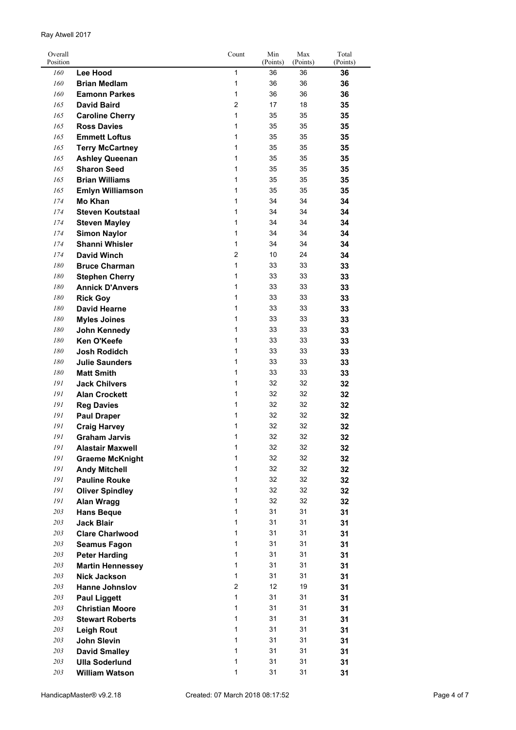| Overall Position | | Count | Min (Points) | Max (Points) | Total (Points) |
|---|---|---|---|---|---|
| 160 | **Lee Hood** | 1 | 36 | 36 | **36** |
| 160 | **Brian Medlam** | 1 | 36 | 36 | **36** |
| 160 | **Eamonn Parkes** | 1 | 36 | 36 | **36** |
| 165 | **David Baird** | 2 | 17 | 18 | **35** |
| 165 | **Caroline Cherry** | 1 | 35 | 35 | **35** |
| 165 | **Ross Davies** | 1 | 35 | 35 | **35** |
| 165 | **Emmett Loftus** | 1 | 35 | 35 | **35** |
| 165 | **Terry McCartney** | 1 | 35 | 35 | **35** |
| 165 | **Ashley Queenan** | 1 | 35 | 35 | **35** |
| 165 | **Sharon Seed** | 1 | 35 | 35 | **35** |
| 165 | **Brian Williams** | 1 | 35 | 35 | **35** |
| 165 | **Emlyn Williamson** | 1 | 35 | 35 | **35** |
| 174 | **Mo Khan** | 1 | 34 | 34 | **34** |
| 174 | **Steven Koutstaal** | 1 | 34 | 34 | **34** |
| 174 | **Steven Mayley** | 1 | 34 | 34 | **34** |
| 174 | **Simon Naylor** | 1 | 34 | 34 | **34** |
| 174 | **Shanni Whisler** | 1 | 34 | 34 | **34** |
| 174 | **David Winch** | 2 | 10 | 24 | **34** |
| 180 | **Bruce Charman** | 1 | 33 | 33 | **33** |
| 180 | **Stephen Cherry** | 1 | 33 | 33 | **33** |
| 180 | **Annick D'Anvers** | 1 | 33 | 33 | **33** |
| 180 | **Rick Goy** | 1 | 33 | 33 | **33** |
| 180 | **David Hearne** | 1 | 33 | 33 | **33** |
| 180 | **Myles Joines** | 1 | 33 | 33 | **33** |
| 180 | **John Kennedy** | 1 | 33 | 33 | **33** |
| 180 | **Ken O'Keefe** | 1 | 33 | 33 | **33** |
| 180 | **Josh Rodidch** | 1 | 33 | 33 | **33** |
| 180 | **Julie Saunders** | 1 | 33 | 33 | **33** |
| 180 | **Matt Smith** | 1 | 33 | 33 | **33** |
| 191 | **Jack Chilvers** | 1 | 32 | 32 | **32** |
| 191 | **Alan Crockett** | 1 | 32 | 32 | **32** |
| 191 | **Reg Davies** | 1 | 32 | 32 | **32** |
| 191 | **Paul Draper** | 1 | 32 | 32 | **32** |
| 191 | **Craig Harvey** | 1 | 32 | 32 | **32** |
| 191 | **Graham Jarvis** | 1 | 32 | 32 | **32** |
| 191 | **Alastair Maxwell** | 1 | 32 | 32 | **32** |
| 191 | **Graeme McKnight** | 1 | 32 | 32 | **32** |
| 191 | **Andy Mitchell** | 1 | 32 | 32 | **32** |
| 191 | **Pauline Rouke** | 1 | 32 | 32 | **32** |
| 191 | **Oliver Spindley** | 1 | 32 | 32 | **32** |
| 191 | **Alan Wragg** | 1 | 32 | 32 | **32** |
| 203 | **Hans Beque** | 1 | 31 | 31 | **31** |
| 203 | **Jack Blair** | 1 | 31 | 31 | **31** |
| 203 | **Clare Charlwood** | 1 | 31 | 31 | **31** |
| 203 | **Seamus Fagon** | 1 | 31 | 31 | **31** |
| 203 | **Peter Harding** | 1 | 31 | 31 | **31** |
| 203 | **Martin Hennessey** | 1 | 31 | 31 | **31** |
| 203 | **Nick Jackson** | 1 | 31 | 31 | **31** |
| 203 | **Hanne Johnslov** | 2 | 12 | 19 | **31** |
| 203 | **Paul Liggett** | 1 | 31 | 31 | **31** |
| 203 | **Christian Moore** | 1 | 31 | 31 | **31** |
| 203 | **Stewart Roberts** | 1 | 31 | 31 | **31** |
| 203 | **Leigh Rout** | 1 | 31 | 31 | **31** |
| 203 | **John Slevin** | 1 | 31 | 31 | **31** |
| 203 | **David Smalley** | 1 | 31 | 31 | **31** |
| 203 | **Ulla Soderlund** | 1 | 31 | 31 | **31** |
| 203 | **William Watson** | 1 | 31 | 31 | **31** |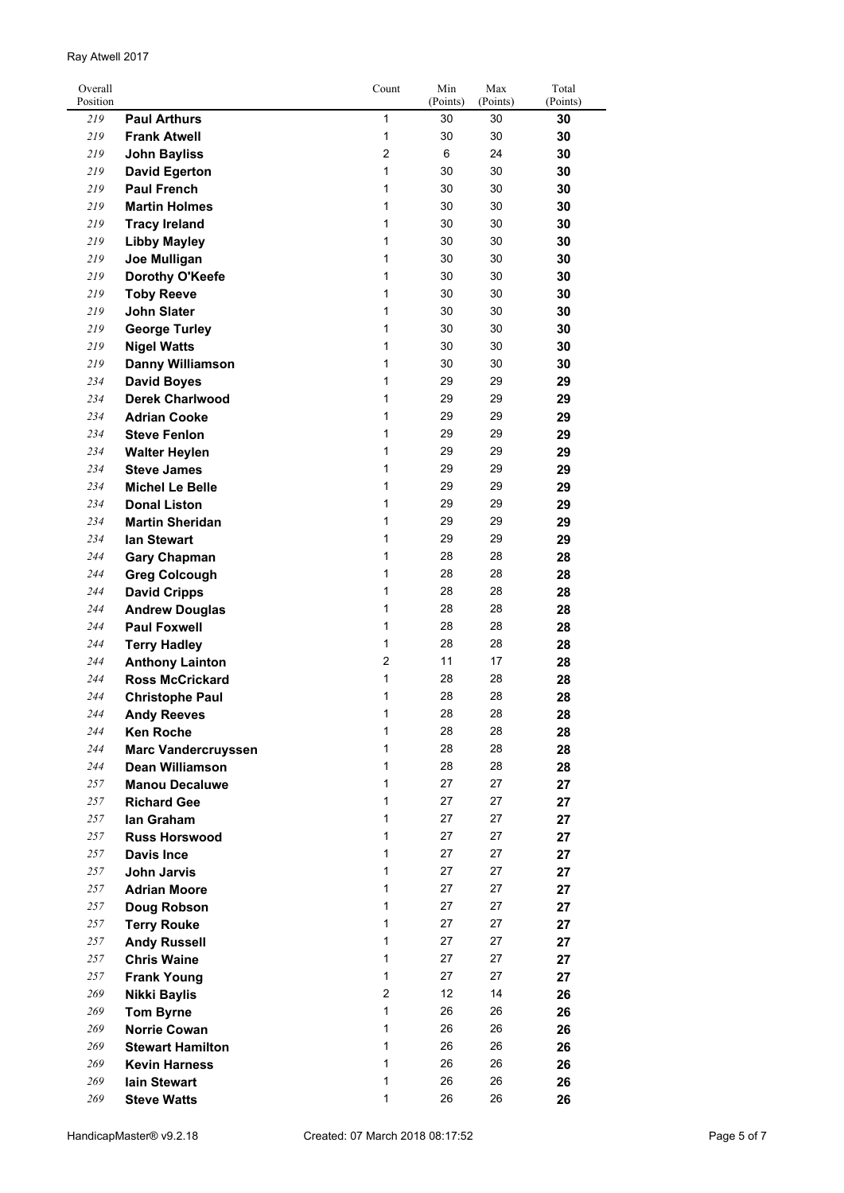Ray Atwell 2017

| Overall Position | | Count | Min (Points) | Max (Points) | Total (Points) |
|---|---|---|---|---|---|
| 219 | **Paul Arthurs** | 1 | 30 | 30 | **30** |
| 219 | **Frank Atwell** | 1 | 30 | 30 | **30** |
| 219 | **John Bayliss** | 2 | 6 | 24 | **30** |
| 219 | **David Egerton** | 1 | 30 | 30 | **30** |
| 219 | **Paul French** | 1 | 30 | 30 | **30** |
| 219 | **Martin Holmes** | 1 | 30 | 30 | **30** |
| 219 | **Tracy Ireland** | 1 | 30 | 30 | **30** |
| 219 | **Libby Mayley** | 1 | 30 | 30 | **30** |
| 219 | **Joe Mulligan** | 1 | 30 | 30 | **30** |
| 219 | **Dorothy O'Keefe** | 1 | 30 | 30 | **30** |
| 219 | **Toby Reeve** | 1 | 30 | 30 | **30** |
| 219 | **John Slater** | 1 | 30 | 30 | **30** |
| 219 | **George Turley** | 1 | 30 | 30 | **30** |
| 219 | **Nigel Watts** | 1 | 30 | 30 | **30** |
| 219 | **Danny Williamson** | 1 | 30 | 30 | **30** |
| 234 | **David Boyes** | 1 | 29 | 29 | **29** |
| 234 | **Derek Charlwood** | 1 | 29 | 29 | **29** |
| 234 | **Adrian Cooke** | 1 | 29 | 29 | **29** |
| 234 | **Steve Fenlon** | 1 | 29 | 29 | **29** |
| 234 | **Walter Heylen** | 1 | 29 | 29 | **29** |
| 234 | **Steve James** | 1 | 29 | 29 | **29** |
| 234 | **Michel Le Belle** | 1 | 29 | 29 | **29** |
| 234 | **Donal Liston** | 1 | 29 | 29 | **29** |
| 234 | **Martin Sheridan** | 1 | 29 | 29 | **29** |
| 234 | **Ian Stewart** | 1 | 29 | 29 | **29** |
| 244 | **Gary Chapman** | 1 | 28 | 28 | **28** |
| 244 | **Greg Colcough** | 1 | 28 | 28 | **28** |
| 244 | **David Cripps** | 1 | 28 | 28 | **28** |
| 244 | **Andrew Douglas** | 1 | 28 | 28 | **28** |
| 244 | **Paul Foxwell** | 1 | 28 | 28 | **28** |
| 244 | **Terry Hadley** | 1 | 28 | 28 | **28** |
| 244 | **Anthony Lainton** | 2 | 11 | 17 | **28** |
| 244 | **Ross McCrickard** | 1 | 28 | 28 | **28** |
| 244 | **Christophe Paul** | 1 | 28 | 28 | **28** |
| 244 | **Andy Reeves** | 1 | 28 | 28 | **28** |
| 244 | **Ken Roche** | 1 | 28 | 28 | **28** |
| 244 | **Marc Vandercruyssen** | 1 | 28 | 28 | **28** |
| 244 | **Dean Williamson** | 1 | 28 | 28 | **28** |
| 257 | **Manou Decaluwe** | 1 | 27 | 27 | **27** |
| 257 | **Richard Gee** | 1 | 27 | 27 | **27** |
| 257 | **Ian Graham** | 1 | 27 | 27 | **27** |
| 257 | **Russ Horswood** | 1 | 27 | 27 | **27** |
| 257 | **Davis Ince** | 1 | 27 | 27 | **27** |
| 257 | **John Jarvis** | 1 | 27 | 27 | **27** |
| 257 | **Adrian Moore** | 1 | 27 | 27 | **27** |
| 257 | **Doug Robson** | 1 | 27 | 27 | **27** |
| 257 | **Terry Rouke** | 1 | 27 | 27 | **27** |
| 257 | **Andy Russell** | 1 | 27 | 27 | **27** |
| 257 | **Chris Waine** | 1 | 27 | 27 | **27** |
| 257 | **Frank Young** | 1 | 27 | 27 | **27** |
| 269 | **Nikki Baylis** | 2 | 12 | 14 | **26** |
| 269 | **Tom Byrne** | 1 | 26 | 26 | **26** |
| 269 | **Norrie Cowan** | 1 | 26 | 26 | **26** |
| 269 | **Stewart Hamilton** | 1 | 26 | 26 | **26** |
| 269 | **Kevin Harness** | 1 | 26 | 26 | **26** |
| 269 | **Iain Stewart** | 1 | 26 | 26 | **26** |
| 269 | **Steve Watts** | 1 | 26 | 26 | **26** |

HandicapMaster® v9.2.18 Created: 07 March 2018 08:17:52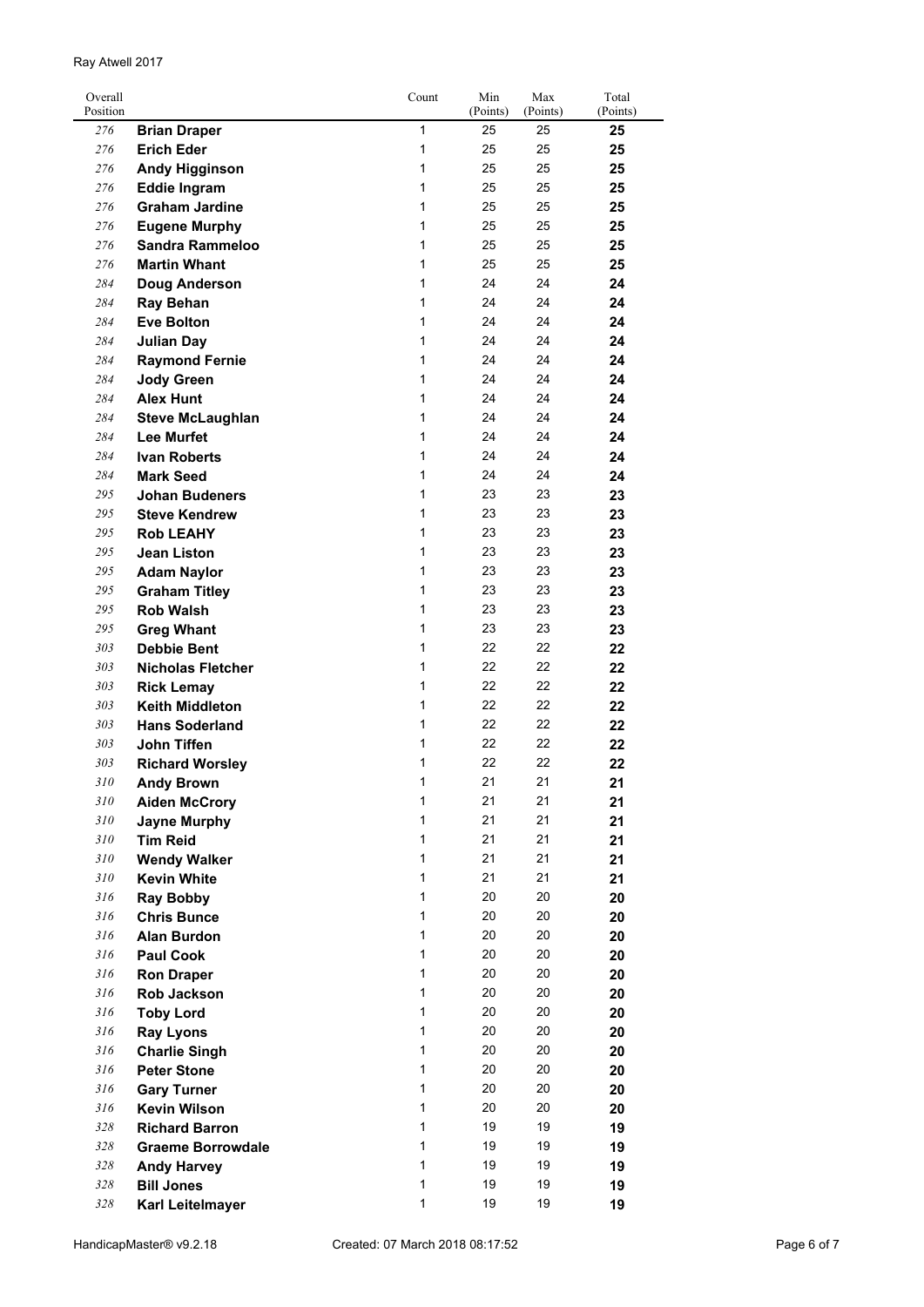| Overall Position | | Count | Min (Points) | Max (Points) | Total (Points) |
|---|---|---|---|---|---|
| 276 | **Brian Draper** | 1 | 25 | 25 | **25** |
| 276 | **Erich Eder** | 1 | 25 | 25 | **25** |
| 276 | **Andy Higginson** | 1 | 25 | 25 | **25** |
| 276 | **Eddie Ingram** | 1 | 25 | 25 | **25** |
| 276 | **Graham Jardine** | 1 | 25 | 25 | **25** |
| 276 | **Eugene Murphy** | 1 | 25 | 25 | **25** |
| 276 | **Sandra Rammeloo** | 1 | 25 | 25 | **25** |
| 276 | **Martin Whant** | 1 | 25 | 25 | **25** |
| 284 | **Doug Anderson** | 1 | 24 | 24 | **24** |
| 284 | **Ray Behan** | 1 | 24 | 24 | **24** |
| 284 | **Eve Bolton** | 1 | 24 | 24 | **24** |
| 284 | **Julian Day** | 1 | 24 | 24 | **24** |
| 284 | **Raymond Fernie** | 1 | 24 | 24 | **24** |
| 284 | **Jody Green** | 1 | 24 | 24 | **24** |
| 284 | **Alex Hunt** | 1 | 24 | 24 | **24** |
| 284 | **Steve McLaughlan** | 1 | 24 | 24 | **24** |
| 284 | **Lee Murfet** | 1 | 24 | 24 | **24** |
| 284 | **Ivan Roberts** | 1 | 24 | 24 | **24** |
| 284 | **Mark Seed** | 1 | 24 | 24 | **24** |
| 295 | **Johan Budeners** | 1 | 23 | 23 | **23** |
| 295 | **Steve Kendrew** | 1 | 23 | 23 | **23** |
| 295 | **Rob LEAHY** | 1 | 23 | 23 | **23** |
| 295 | **Jean Liston** | 1 | 23 | 23 | **23** |
| 295 | **Adam Naylor** | 1 | 23 | 23 | **23** |
| 295 | **Graham Titley** | 1 | 23 | 23 | **23** |
| 295 | **Rob Walsh** | 1 | 23 | 23 | **23** |
| 295 | **Greg Whant** | 1 | 23 | 23 | **23** |
| 303 | **Debbie Bent** | 1 | 22 | 22 | **22** |
| 303 | **Nicholas Fletcher** | 1 | 22 | 22 | **22** |
| 303 | **Rick Lemay** | 1 | 22 | 22 | **22** |
| 303 | **Keith Middleton** | 1 | 22 | 22 | **22** |
| 303 | **Hans Soderland** | 1 | 22 | 22 | **22** |
| 303 | **John Tiffen** | 1 | 22 | 22 | **22** |
| 303 | **Richard Worsley** | 1 | 22 | 22 | **22** |
| 310 | **Andy Brown** | 1 | 21 | 21 | **21** |
| 310 | **Aiden McCrory** | 1 | 21 | 21 | **21** |
| 310 | **Jayne Murphy** | 1 | 21 | 21 | **21** |
| 310 | **Tim Reid** | 1 | 21 | 21 | **21** |
| 310 | **Wendy Walker** | 1 | 21 | 21 | **21** |
| 310 | **Kevin White** | 1 | 21 | 21 | **21** |
| 316 | **Ray Bobby** | 1 | 20 | 20 | **20** |
| 316 | **Chris Bunce** | 1 | 20 | 20 | **20** |
| 316 | **Alan Burdon** | 1 | 20 | 20 | **20** |
| 316 | **Paul Cook** | 1 | 20 | 20 | **20** |
| 316 | **Ron Draper** | 1 | 20 | 20 | **20** |
| 316 | **Rob Jackson** | 1 | 20 | 20 | **20** |
| 316 | **Toby Lord** | 1 | 20 | 20 | **20** |
| 316 | **Ray Lyons** | 1 | 20 | 20 | **20** |
| 316 | **Charlie Singh** | 1 | 20 | 20 | **20** |
| 316 | **Peter Stone** | 1 | 20 | 20 | **20** |
| 316 | **Gary Turner** | 1 | 20 | 20 | **20** |
| 316 | **Kevin Wilson** | 1 | 20 | 20 | **20** |
| 328 | **Richard Barron** | 1 | 19 | 19 | **19** |
| 328 | **Graeme Borrowdale** | 1 | 19 | 19 | **19** |
| 328 | **Andy Harvey** | 1 | 19 | 19 | **19** |
| 328 | **Bill Jones** | 1 | 19 | 19 | **19** |
| 328 | **Karl Leitelmayer** | 1 | 19 | 19 | **19** |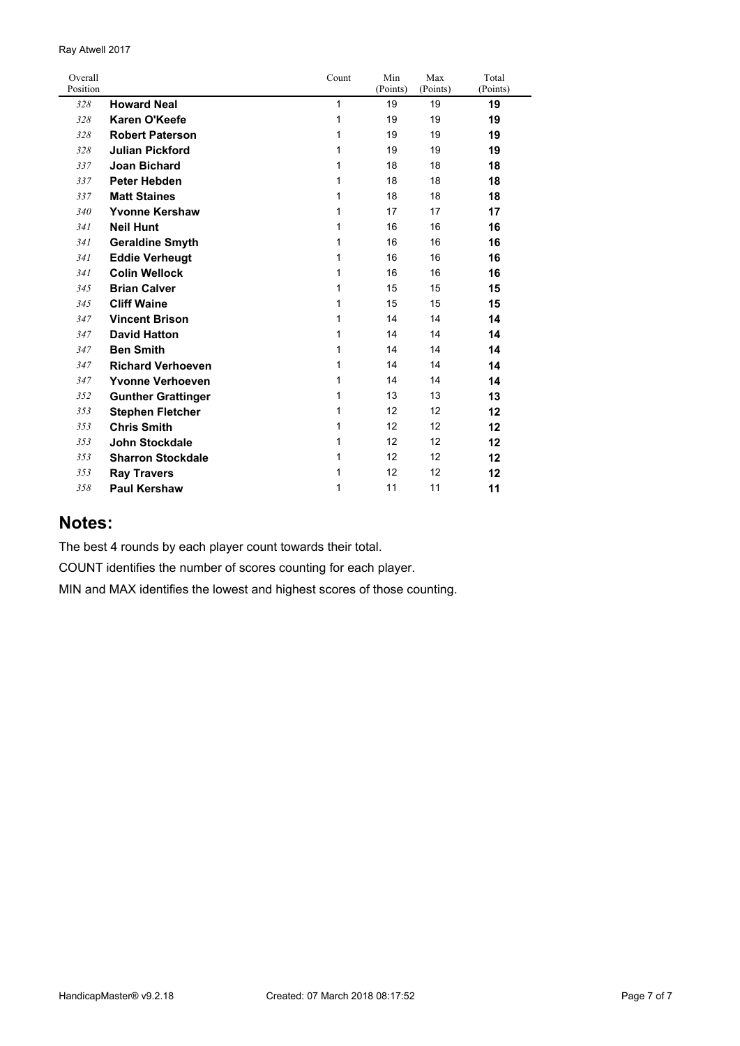| Overall Position | | Count | Min (Points) | Max (Points) | Total (Points) |
|---|---|---|---|---|---|
| 328 | **Howard Neal** | 1 | 19 | 19 | **19** |
| 328 | **Karen O'Keefe** | 1 | 19 | 19 | **19** |
| 328 | **Robert Paterson** | 1 | 19 | 19 | **19** |
| 328 | **Julian Pickford** | 1 | 19 | 19 | **19** |
| 337 | **Joan Bichard** | 1 | 18 | 18 | **18** |
| 337 | **Peter Hebden** | 1 | 18 | 18 | **18** |
| 337 | **Matt Staines** | 1 | 18 | 18 | **18** |
| 340 | **Yvonne Kershaw** | 1 | 17 | 17 | **17** |
| 341 | **Neil Hunt** | 1 | 16 | 16 | **16** |
| 341 | **Geraldine Smyth** | 1 | 16 | 16 | **16** |
| 341 | **Eddie Verheugt** | 1 | 16 | 16 | **16** |
| 341 | **Colin Wellock** | 1 | 16 | 16 | **16** |
| 345 | **Brian Calver** | 1 | 15 | 15 | **15** |
| 345 | **Cliff Waine** | 1 | 15 | 15 | **15** |
| 347 | **Vincent Brison** | 1 | 14 | 14 | **14** |
| 347 | **David Hatton** | 1 | 14 | 14 | **14** |
| 347 | **Ben Smith** | 1 | 14 | 14 | **14** |
| 347 | **Richard Verhoeven** | 1 | 14 | 14 | **14** |
| 347 | **Yvonne Verhoeven** | 1 | 14 | 14 | **14** |
| 352 | **Gunther Grattinger** | 1 | 13 | 13 | **13** |
| 353 | **Stephen Fletcher** | 1 | 12 | 12 | **12** |
| 353 | **Chris Smith** | 1 | 12 | 12 | **12** |
| 353 | **John Stockdale** | 1 | 12 | 12 | **12** |
| 353 | **Sharron Stockdale** | 1 | 12 | 12 | **12** |
| 353 | **Ray Travers** | 1 | 12 | 12 | **12** |
| 358 | **Paul Kershaw** | 1 | 11 | 11 | **11** |

## Notes:

The best 4 rounds by each player count towards their total.

COUNT identifies the number of scores counting for each player.

MIN and MAX identifies the lowest and highest scores of those counting.